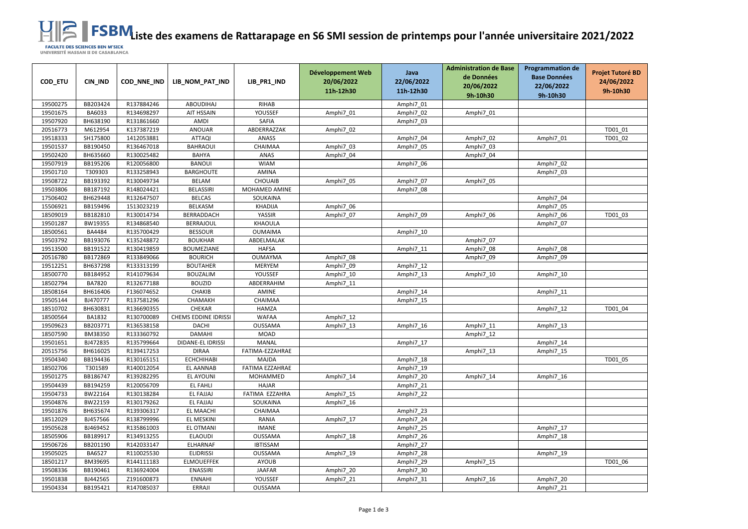# Liste des examens de Rattarapage en S6 SMI session de printemps pour l'année universitaire 2021/2022

FSBM
FACULTE DES SCIENCES BEN M'SICK
UNIVERSITÉ HASSAN II DE CASABLANCA

| COD_ETU | CIN_IND | COD_NNE_IND | LIB_NOM_PAT_IND | LIB_PR1_IND | Développement Web 20/06/2022 11h-12h30 | Java 22/06/2022 11h-12h30 | Administration de Base de Données 20/06/2022 9h-10h30 | Programmation de Base Données 22/06/2022 9h-10h30 | Projet Tutoré BD 24/06/2022 9h-10h30 |
|---|---|---|---|---|---|---|---|---|---|
| 19500275 | BB203424 | R137884246 | ABOUDIHAJ | RIHAB | | Amphi7_01 | | | |
| 19501675 | BA6033 | R134698297 | AIT HSSAIN | YOUSSEF | Amphi7_01 | Amphi7_02 | Amphi7_01 | | |
| 19507920 | BH638190 | R131861660 | AMDI | SAFIA | | Amphi7_03 | | | |
| 20516773 | M612954 | K137387219 | ANOUAR | ABDERRAZZAK | Amphi7_02 | | | | TD01_01 |
| 19518333 | SH175800 | 1412053881 | ATTAQI | ANASS | | Amphi7_04 | Amphi7_02 | Amphi7_01 | TD01_02 |
| 19501537 | BB190450 | R136467018 | BAHRAOUI | CHAIMAA | Amphi7_03 | Amphi7_05 | Amphi7_03 | | |
| 19502420 | BH635660 | R130025482 | BAHYA | ANAS | Amphi7_04 | | Amphi7_04 | | |
| 19507919 | BB195206 | R120056800 | BANOUI | WIAM | | Amphi7_06 | | Amphi7_02 | |
| 19501710 | T309303 | R133258943 | BARGHOUTE | AMINA | | | | Amphi7_03 | |
| 19508722 | BB193392 | R130049734 | BELAM | CHOUAIB | Amphi7_05 | Amphi7_07 | Amphi7_05 | | |
| 19503806 | BB187192 | R148024421 | BELASSIRI | MOHAMED AMINE | | Amphi7_08 | | | |
| 17506402 | BH629448 | R132647507 | BELCAS | SOUKAINA | | | | Amphi7_04 | |
| 15506921 | BB159496 | 1513023219 | BELKASM | KHADIJA | Amphi7_06 | | | Amphi7_05 | |
| 18509019 | BB182810 | R130014734 | BERRADDACH | YASSIR | Amphi7_07 | Amphi7_09 | Amphi7_06 | Amphi7_06 | TD01_03 |
| 19501287 | BW19355 | R134868540 | BERRAJOUL | KHAOULA | | | | Amphi7_07 | |
| 18500561 | BA4484 | R135700429 | BESSOUR | OUMAIMA | | Amphi7_10 | | | |
| 19503792 | BB193076 | K135248872 | BOUKHAR | ABDELMALAK | | | Amphi7_07 | | |
| 19513500 | BB191522 | R130419859 | BOUMEZIANE | HAFSA | | Amphi7_11 | Amphi7_08 | Amphi7_08 | |
| 20516780 | BB172869 | R133849066 | BOURICH | OUMAYMA | Amphi7_08 | | Amphi7_09 | Amphi7_09 | |
| 19512251 | BH637298 | R133313199 | BOUTAHER | MERYEM | Amphi7_09 | Amphi7_12 | | | |
| 18500770 | BB184952 | R141079634 | BOUZALIM | YOUSSEF | Amphi7_10 | Amphi7_13 | Amphi7_10 | Amphi7_10 | |
| 18502794 | BA7820 | R132677188 | BOUZID | ABDERRAHIM | Amphi7_11 | | | | |
| 18508164 | BH616406 | F136074652 | CHAKIB | AMINE | | Amphi7_14 | | Amphi7_11 | |
| 19505144 | BJ470777 | R137581296 | CHAMAKH | CHAIMAA | | Amphi7_15 | | | |
| 18510702 | BH630831 | R136690355 | CHEKAR | HAMZA | | | | Amphi7_12 | TD01_04 |
| 18500564 | BA1832 | R130700089 | CHEMS EDDINE IDRISSI | WAFAA | Amphi7_12 | | | | |
| 19509623 | BB203771 | R136538158 | DACHI | OUSSAMA | Amphi7_13 | Amphi7_16 | Amphi7_11 | Amphi7_13 | |
| 18507590 | BM38350 | R133360792 | DAMAHI | MOAD | | | Amphi7_12 | | |
| 19501651 | BJ472835 | R135799664 | DIDANE-EL IDRISSI | MANAL | | Amphi7_17 | | Amphi7_14 | |
| 20515756 | BH616025 | R139417253 | DIRAA | FATIMA-EZZAHRAE | | | Amphi7_13 | Amphi7_15 | |
| 19504340 | BB194436 | R130165151 | ECHCHIHABI | MAJDA | | Amphi7_18 | | | TD01_05 |
| 18502706 | T301589 | R140012054 | EL AANNAB | FATIMA EZZAHRAE | | Amphi7_19 | | | |
| 19501275 | BB186747 | R139282295 | EL AYOUNI | MOHAMMED | Amphi7_14 | Amphi7_20 | Amphi7_14 | Amphi7_16 | |
| 19504439 | BB194259 | R120056709 | EL FAHLI | HAJAR | | Amphi7_21 | | | |
| 19504733 | BW22164 | R130138284 | EL FAJJAJ | FATIMA EZZAHRA | Amphi7_15 | Amphi7_22 | | | |
| 19504876 | BW22159 | R130179262 | EL FAJJAJ | SOUKAINA | Amphi7_16 | | | | |
| 19501876 | BH635674 | R139306317 | EL MAACHI | CHAIMAA | | Amphi7_23 | | | |
| 18512029 | BJ457566 | R138799996 | EL MESKINI | RANIA | Amphi7_17 | Amphi7_24 | | | |
| 19505628 | BJ469452 | R135861003 | EL OTMANI | IMANE | | Amphi7_25 | | Amphi7_17 | |
| 18505906 | BB189917 | R134913255 | ELAOUDI | OUSSAMA | Amphi7_18 | Amphi7_26 | | Amphi7_18 | |
| 19506726 | BB201190 | R142033147 | ELHARNAF | IBTISSAM | | Amphi7_27 | | | |
| 19505025 | BA6527 | R110025530 | ELIDRISSI | OUSSAMA | Amphi7_19 | Amphi7_28 | | Amphi7_19 | |
| 18501217 | BM39695 | R144111183 | ELMOUEFFEK | AYOUB | | Amphi7_29 | Amphi7_15 | | TD01_06 |
| 19508336 | BB190461 | R136924004 | ENASSIRI | JAAFAR | Amphi7_20 | Amphi7_30 | | | |
| 19501838 | BJ442565 | Z191600873 | ENNAHI | YOUSSEF | Amphi7_21 | Amphi7_31 | Amphi7_16 | Amphi7_20 | |
| 19504334 | BB195421 | R147085037 | ERRAJI | OUSSAMA | | | | Amphi7_21 | |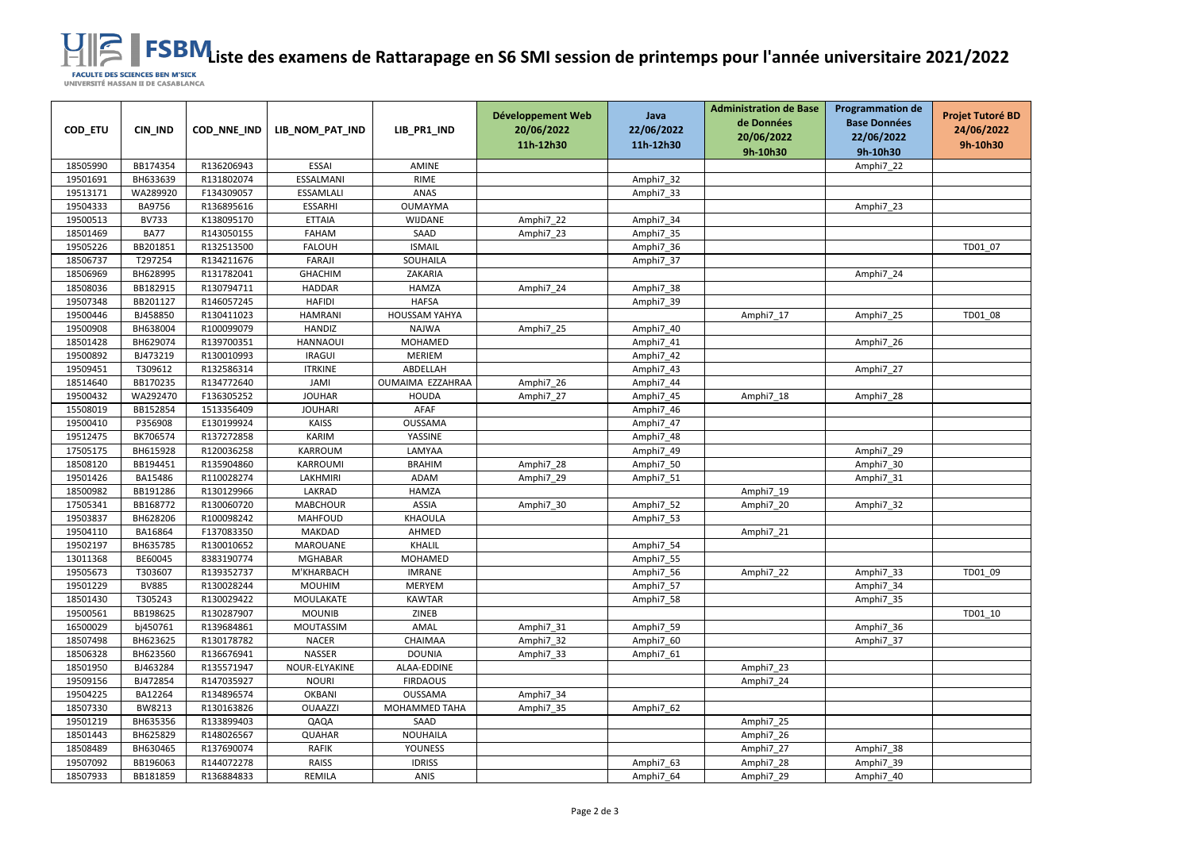# Liste des examens de Rattarapage en S6 SMI session de printemps pour l'année universitaire 2021/2022

FSBM – FACULTE DES SCIENCES BEN M'SICK – UNIVERSITÉ HASSAN II DE CASABLANCA

| COD_ETU | CIN_IND | COD_NNE_IND | LIB_NOM_PAT_IND | LIB_PR1_IND | Développement Web 20/06/2022 11h-12h30 | Java 22/06/2022 11h-12h30 | Administration de Base de Données 20/06/2022 9h-10h30 | Programmation de Base Données 22/06/2022 9h-10h30 | Projet Tutoré BD 24/06/2022 9h-10h30 |
|---|---|---|---|---|---|---|---|---|---|
| 18505990 | BB174354 | R136206943 | ESSAI | AMINE | | | | Amphi7_22 | |
| 19501691 | BH633639 | R131802074 | ESSALMANI | RIME | | Amphi7_32 | | | |
| 19513171 | WA289920 | F134309057 | ESSAMLALI | ANAS | | Amphi7_33 | | | |
| 19504333 | BA9756 | R136895616 | ESSARHI | OUMAYMA | | | | Amphi7_23 | |
| 19500513 | BV733 | K138095170 | ETTAIA | WIJDANE | Amphi7_22 | Amphi7_34 | | | |
| 18501469 | BA77 | R143050155 | FAHAM | SAAD | Amphi7_23 | Amphi7_35 | | | |
| 19505226 | BB201851 | R132513500 | FALOUH | ISMAIL | | Amphi7_36 | | | TD01_07 |
| 18506737 | T297254 | R134211676 | FARAJI | SOUHAILA | | Amphi7_37 | | | |
| 18506969 | BH628995 | R131782041 | GHACHIM | ZAKARIA | | | | Amphi7_24 | |
| 18508036 | BB182915 | R130794711 | HADDAR | HAMZA | Amphi7_24 | Amphi7_38 | | | |
| 19507348 | BB201127 | R146057245 | HAFIDI | HAFSA | | Amphi7_39 | | | |
| 19500446 | BJ458850 | R130411023 | HAMRANI | HOUSSAM YAHYA | | | Amphi7_17 | Amphi7_25 | TD01_08 |
| 19500908 | BH638004 | R100099079 | HANDIZ | NAJWA | Amphi7_25 | Amphi7_40 | | | |
| 18501428 | BH629074 | R139700351 | HANNAOUI | MOHAMED | | Amphi7_41 | | Amphi7_26 | |
| 19500892 | BJ473219 | R130010993 | IRAGUI | MERIEM | | Amphi7_42 | | | |
| 19509451 | T309612 | R132586314 | ITRKINE | ABDELLAH | | Amphi7_43 | | Amphi7_27 | |
| 18514640 | BB170235 | R134772640 | JAMI | OUMAIMA EZZAHRAA | Amphi7_26 | Amphi7_44 | | | |
| 19500432 | WA292470 | F136305252 | JOUHAR | HOUDA | Amphi7_27 | Amphi7_45 | Amphi7_18 | Amphi7_28 | |
| 15508019 | BB152854 | 1513356409 | JOUHARI | AFAF | | Amphi7_46 | | | |
| 19500410 | P356908 | E130199924 | KAISS | OUSSAMA | | Amphi7_47 | | | |
| 19512475 | BK706574 | R137272858 | KARIM | YASSINE | | Amphi7_48 | | | |
| 17505175 | BH615928 | R120036258 | KARROUM | LAMYAA | | Amphi7_49 | | Amphi7_29 | |
| 18508120 | BB194451 | R135904860 | KARROUMI | BRAHIM | Amphi7_28 | Amphi7_50 | | Amphi7_30 | |
| 19501426 | BA15486 | R110028274 | LAKHMIRI | ADAM | Amphi7_29 | Amphi7_51 | | Amphi7_31 | |
| 18500982 | BB191286 | R130129966 | LAKRAD | HAMZA | | | Amphi7_19 | | |
| 17505341 | BB168772 | R130060720 | MABCHOUR | ASSIA | Amphi7_30 | Amphi7_52 | Amphi7_20 | Amphi7_32 | |
| 19503837 | BH628206 | R100098242 | MAHFOUD | KHAOULA | | Amphi7_53 | | | |
| 19504110 | BA16864 | F137083350 | MAKDAD | AHMED | | | Amphi7_21 | | |
| 19502197 | BH635785 | R130010652 | MAROUANE | KHALIL | | Amphi7_54 | | | |
| 13011368 | BE60045 | 8383190774 | MGHABAR | MOHAMED | | Amphi7_55 | | | |
| 19505673 | T303607 | R139352737 | M'KHARBACH | IMRANE | | Amphi7_56 | Amphi7_22 | Amphi7_33 | TD01_09 |
| 19501229 | BV885 | R130028244 | MOUHIM | MERYEM | | Amphi7_57 | | Amphi7_34 | |
| 18501430 | T305243 | R130029422 | MOULAKATE | KAWTAR | | Amphi7_58 | | Amphi7_35 | |
| 19500561 | BB198625 | R130287907 | MOUNIB | ZINEB | | | | | TD01_10 |
| 16500029 | bj450761 | R139684861 | MOUTASSIM | AMAL | Amphi7_31 | Amphi7_59 | | Amphi7_36 | |
| 18507498 | BH623625 | R130178782 | NACER | CHAIMAA | Amphi7_32 | Amphi7_60 | | Amphi7_37 | |
| 18506328 | BH623560 | R136676941 | NASSER | DOUNIA | Amphi7_33 | Amphi7_61 | | | |
| 18501950 | BJ463284 | R135571947 | NOUR-ELYAKINE | ALAA-EDDINE | | | Amphi7_23 | | |
| 19509156 | BJ472854 | R147035927 | NOURI | FIRDAOUS | | | Amphi7_24 | | |
| 19504225 | BA12264 | R134896574 | OKBANI | OUSSAMA | Amphi7_34 | | | | |
| 18507330 | BW8213 | R130163826 | OUAAZZI | MOHAMMED TAHA | Amphi7_35 | Amphi7_62 | | | |
| 19501219 | BH635356 | R133899403 | QAQA | SAAD | | | Amphi7_25 | | |
| 18501443 | BH625829 | R148026567 | QUAHAR | NOUHAILA | | | Amphi7_26 | | |
| 18508489 | BH630465 | R137690074 | RAFIK | YOUNESS | | | Amphi7_27 | Amphi7_38 | |
| 19507092 | BB196063 | R144072278 | RAISS | IDRISS | | Amphi7_63 | Amphi7_28 | Amphi7_39 | |
| 18507933 | BB181859 | R136884833 | REMILA | ANIS | | Amphi7_64 | Amphi7_29 | Amphi7_40 | |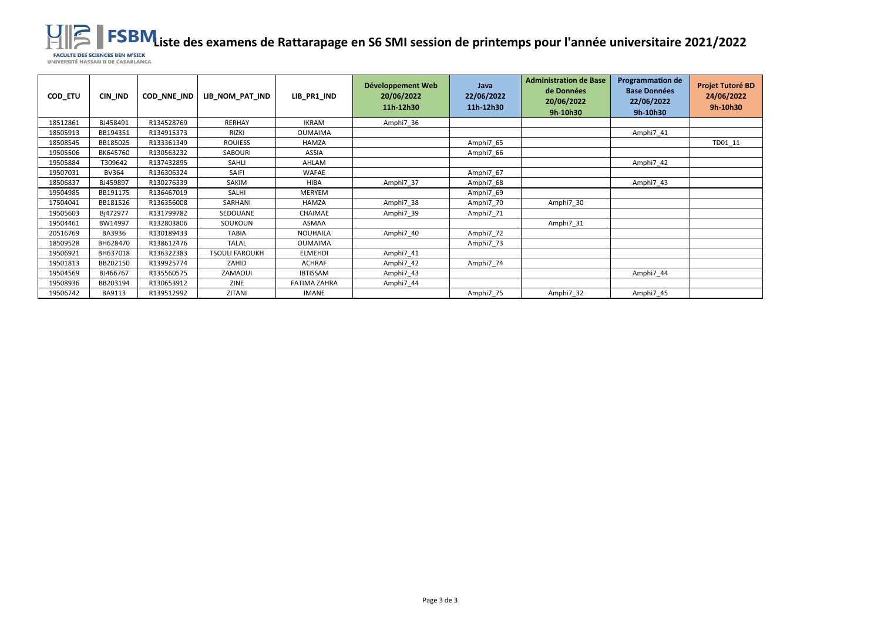# Liste des examens de Rattarapage en S6 SMI session de printemps pour l'année universitaire 2021/2022

| COD_ETU | CIN_IND | COD_NNE_IND | LIB_NOM_PAT_IND | LIB_PR1_IND | Développement Web 20/06/2022 11h-12h30 | Java 22/06/2022 11h-12h30 | Administration de Base de Données 20/06/2022 9h-10h30 | Programmation de Base Données 22/06/2022 9h-10h30 | Projet Tutoré BD 24/06/2022 9h-10h30 |
|---|---|---|---|---|---|---|---|---|---|
| 18512861 | BJ458491 | R134528769 | RERHAY | IKRAM | Amphi7_36 | | | | |
| 18505913 | BB194351 | R134915373 | RIZKI | OUMAIMA | | | | Amphi7_41 | |
| 18508545 | BB185025 | R133361349 | ROUIESS | HAMZA | | Amphi7_65 | | | TD01_11 |
| 19505506 | BK645760 | R130563232 | SABOURI | ASSIA | | Amphi7_66 | | | |
| 19505884 | T309642 | R137432895 | SAHLI | AHLAM | | | | Amphi7_42 | |
| 19507031 | BV364 | R136306324 | SAIFI | WAFAE | | Amphi7_67 | | | |
| 18506837 | BJ459897 | R130276339 | SAKIM | HIBA | Amphi7_37 | Amphi7_68 | | Amphi7_43 | |
| 19504985 | BB191175 | R136467019 | SALHI | MERYEM | | Amphi7_69 | | | |
| 17504041 | BB181526 | R136356008 | SARHANI | HAMZA | Amphi7_38 | Amphi7_70 | Amphi7_30 | | |
| 19505603 | Bj472977 | R131799782 | SEDOUANE | CHAIMAE | Amphi7_39 | Amphi7_71 | | | |
| 19504461 | BW14997 | R132803806 | SOUKOUN | ASMAA | | | Amphi7_31 | | |
| 20516769 | BA3936 | R130189433 | TABIA | NOUHAILA | Amphi7_40 | Amphi7_72 | | | |
| 18509528 | BH628470 | R138612476 | TALAL | OUMAIMA | | Amphi7_73 | | | |
| 19506921 | BH637018 | R136322383 | TSOULI FAROUKH | ELMEHDI | Amphi7_41 | | | | |
| 19501813 | BB202150 | R139925774 | ZAHID | ACHRAF | Amphi7_42 | Amphi7_74 | | | |
| 19504569 | BJ466767 | R135560575 | ZAMAOUI | IBTISSAM | Amphi7_43 | | | Amphi7_44 | |
| 19508936 | BB203194 | R130653912 | ZINE | FATIMA ZAHRA | Amphi7_44 | | | | |
| 19506742 | BA9113 | R139512992 | ZITANI | IMANE | | Amphi7_75 | Amphi7_32 | Amphi7_45 | |